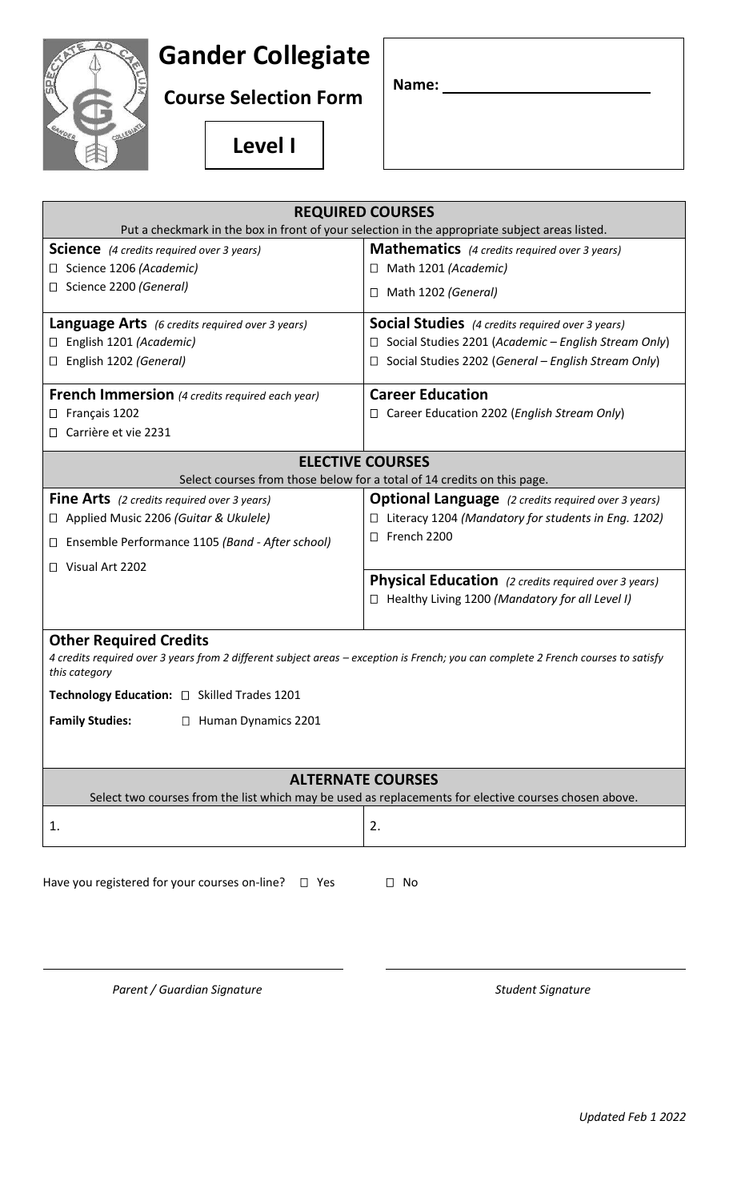# Gander Collegiate

## Course Selection Form

**Level I**

**Name:** ________________________

## REQUIRED COURSES

Put a checkmark in the box in front of your selection in the appropriate subject areas listed.

**Science** *(4 credits required over 3 years)*
- □ Science 1206 *(Academic)*
- □ Science 2200 *(General)*

**Mathematics** *(4 credits required over 3 years)*
- □ Math 1201 *(Academic)*
- □ Math 1202 *(General)*

**Language Arts** *(6 credits required over 3 years)*
- □ English 1201 *(Academic)*
- □ English 1202 *(General)*

**Social Studies** *(4 credits required over 3 years)*
- □ Social Studies 2201 (*Academic – English Stream Only*)
- □ Social Studies 2202 (*General – English Stream Only*)

**French Immersion** *(4 credits required each year)*
- □ Français 1202
- □ Carrière et vie 2231

**Career Education**
- □ Career Education 2202 (*English Stream Only*)

## ELECTIVE COURSES

Select courses from those below for a total of 14 credits on this page.

**Fine Arts** *(2 credits required over 3 years)*
- □ Applied Music 2206 *(Guitar & Ukulele)*
- □ Ensemble Performance 1105 *(Band - After school)*
- □ Visual Art 2202

**Optional Language** *(2 credits required over 3 years)*
- □ Literacy 1204 *(Mandatory for students in Eng. 1202)*
- □ French 2200

**Physical Education** *(2 credits required over 3 years)*
- □ Healthy Living 1200 *(Mandatory for all Level I)*

**Other Required Credits**

*4 credits required over 3 years from 2 different subject areas – exception is French; you can complete 2 French courses to satisfy this category*

**Technology Education:** □ Skilled Trades 1201

**Family Studies:** □ Human Dynamics 2201

## ALTERNATE COURSES

Select two courses from the list which may be used as replacements for elective courses chosen above.

1. 

2. 

Have you registered for your courses on-line? □ Yes □ No

______________________________ *Parent / Guardian Signature*

______________________________ *Student Signature*

*Updated Feb 1 2022*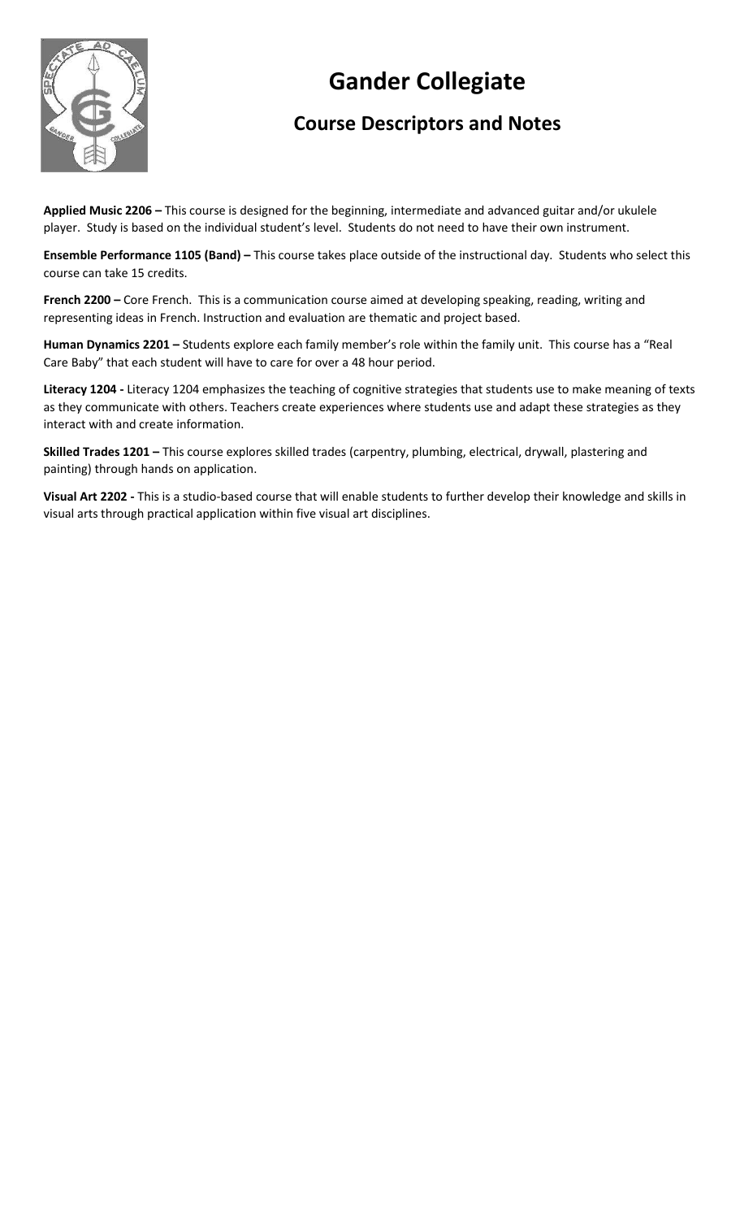# Gander Collegiate

## Course Descriptors and Notes

**Applied Music 2206 –** This course is designed for the beginning, intermediate and advanced guitar and/or ukulele player. Study is based on the individual student's level. Students do not need to have their own instrument.

**Ensemble Performance 1105 (Band) –** This course takes place outside of the instructional day. Students who select this course can take 15 credits.

**French 2200 –** Core French. This is a communication course aimed at developing speaking, reading, writing and representing ideas in French. Instruction and evaluation are thematic and project based.

**Human Dynamics 2201 –** Students explore each family member's role within the family unit. This course has a "Real Care Baby" that each student will have to care for over a 48 hour period.

**Literacy 1204 -** Literacy 1204 emphasizes the teaching of cognitive strategies that students use to make meaning of texts as they communicate with others. Teachers create experiences where students use and adapt these strategies as they interact with and create information.

**Skilled Trades 1201 –** This course explores skilled trades (carpentry, plumbing, electrical, drywall, plastering and painting) through hands on application.

**Visual Art 2202 -** This is a studio-based course that will enable students to further develop their knowledge and skills in visual arts through practical application within five visual art disciplines.